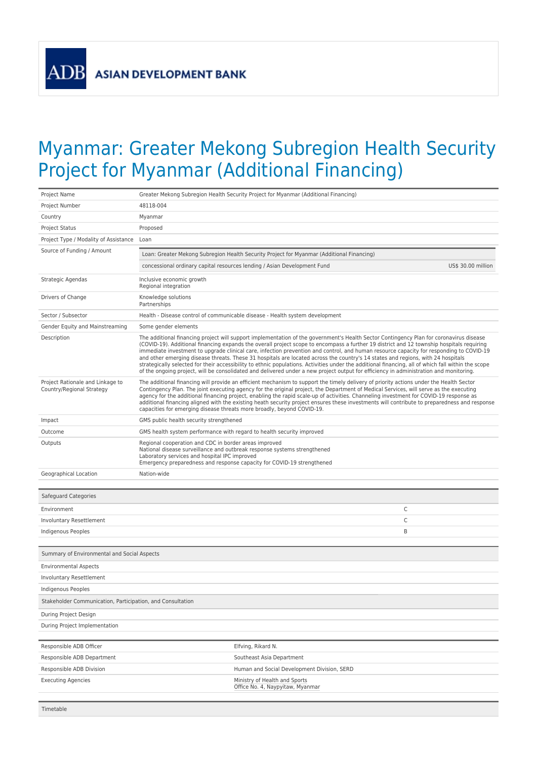ASIAN DEVELOPMENT BANK

# Myanmar: Greater Mekong Subregion Health Security Project for Myanmar (Additional Financing)

| | |
|---|---|
| Project Name | Greater Mekong Subregion Health Security Project for Myanmar (Additional Financing) |
| Project Number | 48118-004 |
| Country | Myanmar |
| Project Status | Proposed |
| Project Type / Modality of Assistance | Loan |
| Source of Funding / Amount | Loan: Greater Mekong Subregion Health Security Project for Myanmar (Additional Financing)<br>concessional ordinary capital resources lending / Asian Development Fund — US$ 30.00 million |
| Strategic Agendas | Inclusive economic growth<br>Regional integration |
| Drivers of Change | Knowledge solutions<br>Partnerships |
| Sector / Subsector | Health - Disease control of communicable disease - Health system development |
| Gender Equity and Mainstreaming | Some gender elements |
| Description | The additional financing project will support implementation of the government's Health Sector Contingency Plan for coronavirus disease (COVID-19). Additional financing expands the overall project scope to encompass a further 19 district and 12 township hospitals requiring immediate investment to upgrade clinical care, infection prevention and control, and human resource capacity for responding to COVID-19 and other emerging disease threats. These 31 hospitals are located across the country's 14 states and regions, with 24 hospitals strategically selected for their accessibility to ethnic populations. Activities under the additional financing, all of which fall within the scope of the ongoing project, will be consolidated and delivered under a new project output for efficiency in administration and monitoring. |
| Project Rationale and Linkage to Country/Regional Strategy | The additional financing will provide an efficient mechanism to support the timely delivery of priority actions under the Health Sector Contingency Plan. The joint executing agency for the original project, the Department of Medical Services, will serve as the executing agency for the additional financing project, enabling the rapid scale-up of activities. Channeling investment for COVID-19 response as additional financing aligned with the existing heath security project ensures these investments will contribute to preparedness and response capacities for emerging disease threats more broadly, beyond COVID-19. |
| Impact | GMS public health security strengthened |
| Outcome | GMS health system performance with regard to health security improved |
| Outputs | Regional cooperation and CDC in border areas improved<br>National disease surveillance and outbreak response systems strengthened<br>Laboratory services and hospital IPC improved<br>Emergency preparedness and response capacity for COVID-19 strengthened |
| Geographical Location | Nation-wide |

| Safeguard Categories | |
|---|---|
| Environment | C |
| Involuntary Resettlement | C |
| Indigenous Peoples | B |

| Summary of Environmental and Social Aspects |
|---|
| Environmental Aspects |
| Involuntary Resettlement |
| Indigenous Peoples |

| Stakeholder Communication, Participation, and Consultation |
|---|
| During Project Design |
| During Project Implementation |

| | |
|---|---|
| Responsible ADB Officer | Elfving, Rikard N. |
| Responsible ADB Department | Southeast Asia Department |
| Responsible ADB Division | Human and Social Development Division, SERD |
| Executing Agencies | Ministry of Health and Sports<br>Office No. 4, Naypyitaw, Myanmar |

| Timetable |
|---|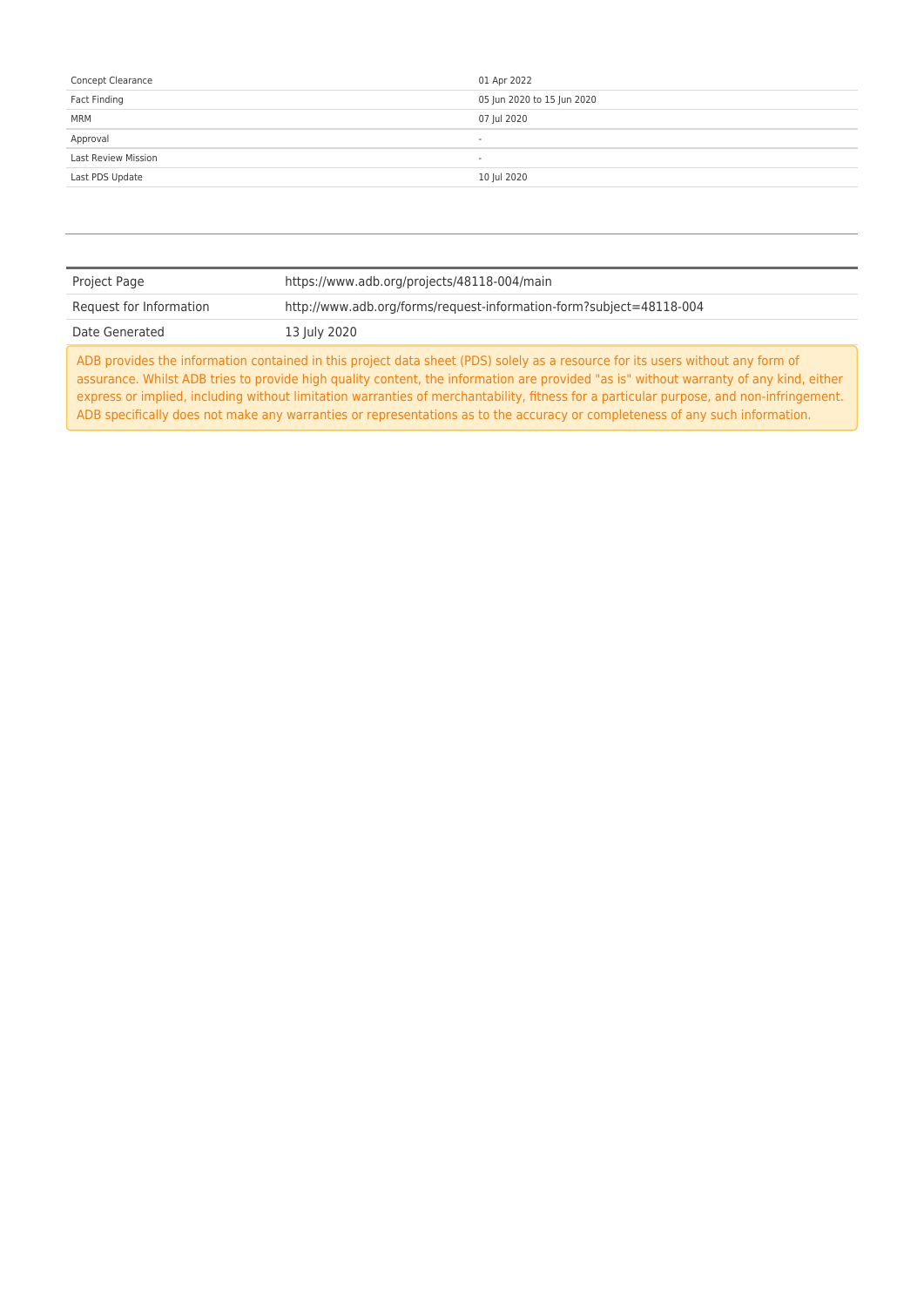| | |
|---|---|
| Concept Clearance | 01 Apr 2022 |
| Fact Finding | 05 Jun 2020 to 15 Jun 2020 |
| MRM | 07 Jul 2020 |
| Approval | - |
| Last Review Mission | - |
| Last PDS Update | 10 Jul 2020 |

| | |
|---|---|
| Project Page | https://www.adb.org/projects/48118-004/main |
| Request for Information | http://www.adb.org/forms/request-information-form?subject=48118-004 |
| Date Generated | 13 July 2020 |

ADB provides the information contained in this project data sheet (PDS) solely as a resource for its users without any form of assurance. Whilst ADB tries to provide high quality content, the information are provided "as is" without warranty of any kind, either express or implied, including without limitation warranties of merchantability, fitness for a particular purpose, and non-infringement. ADB specifically does not make any warranties or representations as to the accuracy or completeness of any such information.